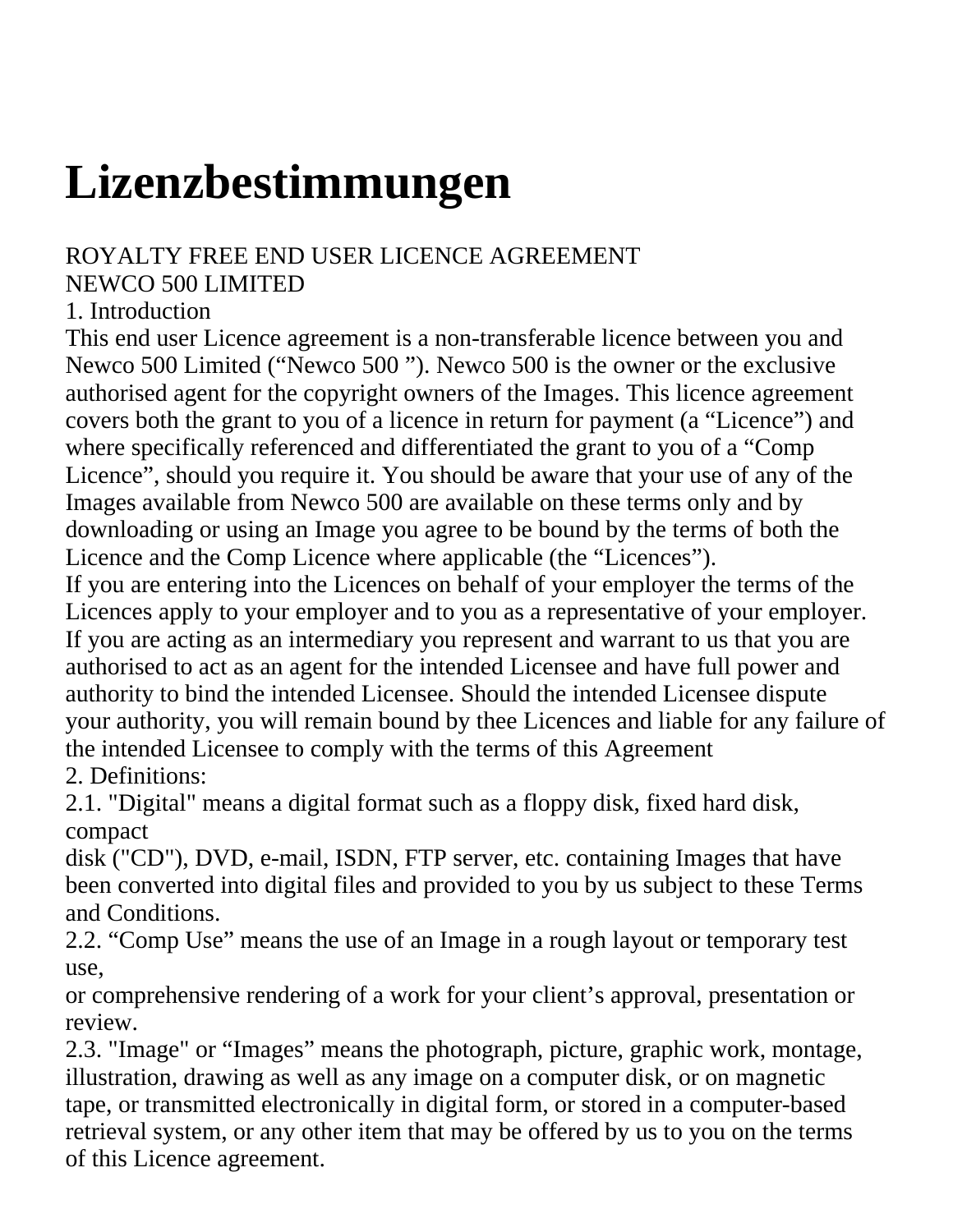# Lizenzbestimmungen

ROYALTY FREE END USER LICENCE AGREEMENT
NEWCO 500 LIMITED

1. Introduction

This end user Licence agreement is a non-transferable licence between you and Newco 500 Limited ("Newco 500 "). Newco 500 is the owner or the exclusive authorised agent for the copyright owners of the Images. This licence agreement covers both the grant to you of a licence in return for payment (a "Licence") and where specifically referenced and differentiated the grant to you of a "Comp Licence", should you require it. You should be aware that your use of any of the Images available from Newco 500 are available on these terms only and by downloading or using an Image you agree to be bound by the terms of both the Licence and the Comp Licence where applicable (the "Licences").

If you are entering into the Licences on behalf of your employer the terms of the Licences apply to your employer and to you as a representative of your employer. If you are acting as an intermediary you represent and warrant to us that you are authorised to act as an agent for the intended Licensee and have full power and authority to bind the intended Licensee. Should the intended Licensee dispute your authority, you will remain bound by thee Licences and liable for any failure of the intended Licensee to comply with the terms of this Agreement

2. Definitions:

2.1. "Digital" means a digital format such as a floppy disk, fixed hard disk, compact disk ("CD"), DVD, e-mail, ISDN, FTP server, etc. containing Images that have been converted into digital files and provided to you by us subject to these Terms and Conditions.

2.2. "Comp Use" means the use of an Image in a rough layout or temporary test use, or comprehensive rendering of a work for your client's approval, presentation or review.

2.3. "Image" or "Images" means the photograph, picture, graphic work, montage, illustration, drawing as well as any image on a computer disk, or on magnetic tape, or transmitted electronically in digital form, or stored in a computer-based retrieval system, or any other item that may be offered by us to you on the terms of this Licence agreement.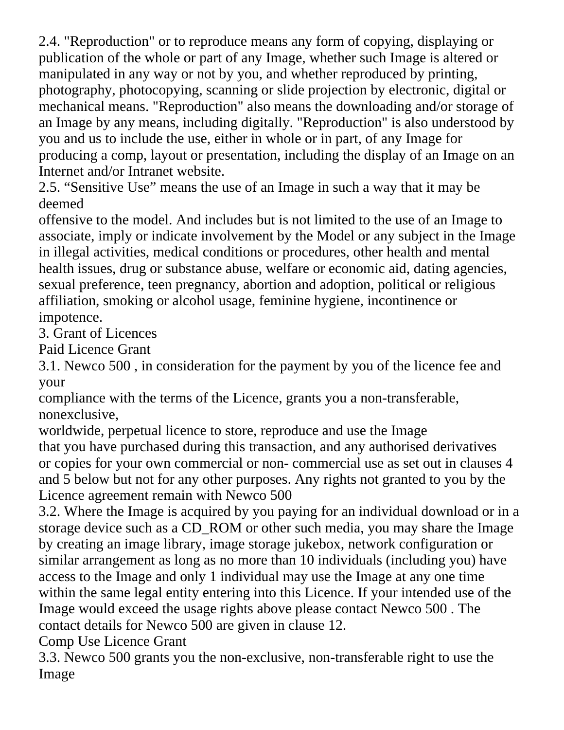2.4. "Reproduction" or to reproduce means any form of copying, displaying or publication of the whole or part of any Image, whether such Image is altered or manipulated in any way or not by you, and whether reproduced by printing, photography, photocopying, scanning or slide projection by electronic, digital or mechanical means. "Reproduction" also means the downloading and/or storage of an Image by any means, including digitally. "Reproduction" is also understood by you and us to include the use, either in whole or in part, of any Image for producing a comp, layout or presentation, including the display of an Image on an Internet and/or Intranet website.

2.5. "Sensitive Use" means the use of an Image in such a way that it may be deemed offensive to the model. And includes but is not limited to the use of an Image to associate, imply or indicate involvement by the Model or any subject in the Image in illegal activities, medical conditions or procedures, other health and mental health issues, drug or substance abuse, welfare or economic aid, dating agencies, sexual preference, teen pregnancy, abortion and adoption, political or religious affiliation, smoking or alcohol usage, feminine hygiene, incontinence or impotence.

## 3. Grant of Licences

### Paid Licence Grant

3.1. Newco 500 , in consideration for the payment by you of the licence fee and your compliance with the terms of the Licence, grants you a non-transferable, nonexclusive, worldwide, perpetual licence to store, reproduce and use the Image that you have purchased during this transaction, and any authorised derivatives or copies for your own commercial or non- commercial use as set out in clauses 4 and 5 below but not for any other purposes. Any rights not granted to you by the Licence agreement remain with Newco 500

3.2. Where the Image is acquired by you paying for an individual download or in a storage device such as a CD_ROM or other such media, you may share the Image by creating an image library, image storage jukebox, network configuration or similar arrangement as long as no more than 10 individuals (including you) have access to the Image and only 1 individual may use the Image at any one time within the same legal entity entering into this Licence. If your intended use of the Image would exceed the usage rights above please contact Newco 500 . The contact details for Newco 500 are given in clause 12.

### Comp Use Licence Grant

3.3. Newco 500 grants you the non-exclusive, non-transferable right to use the Image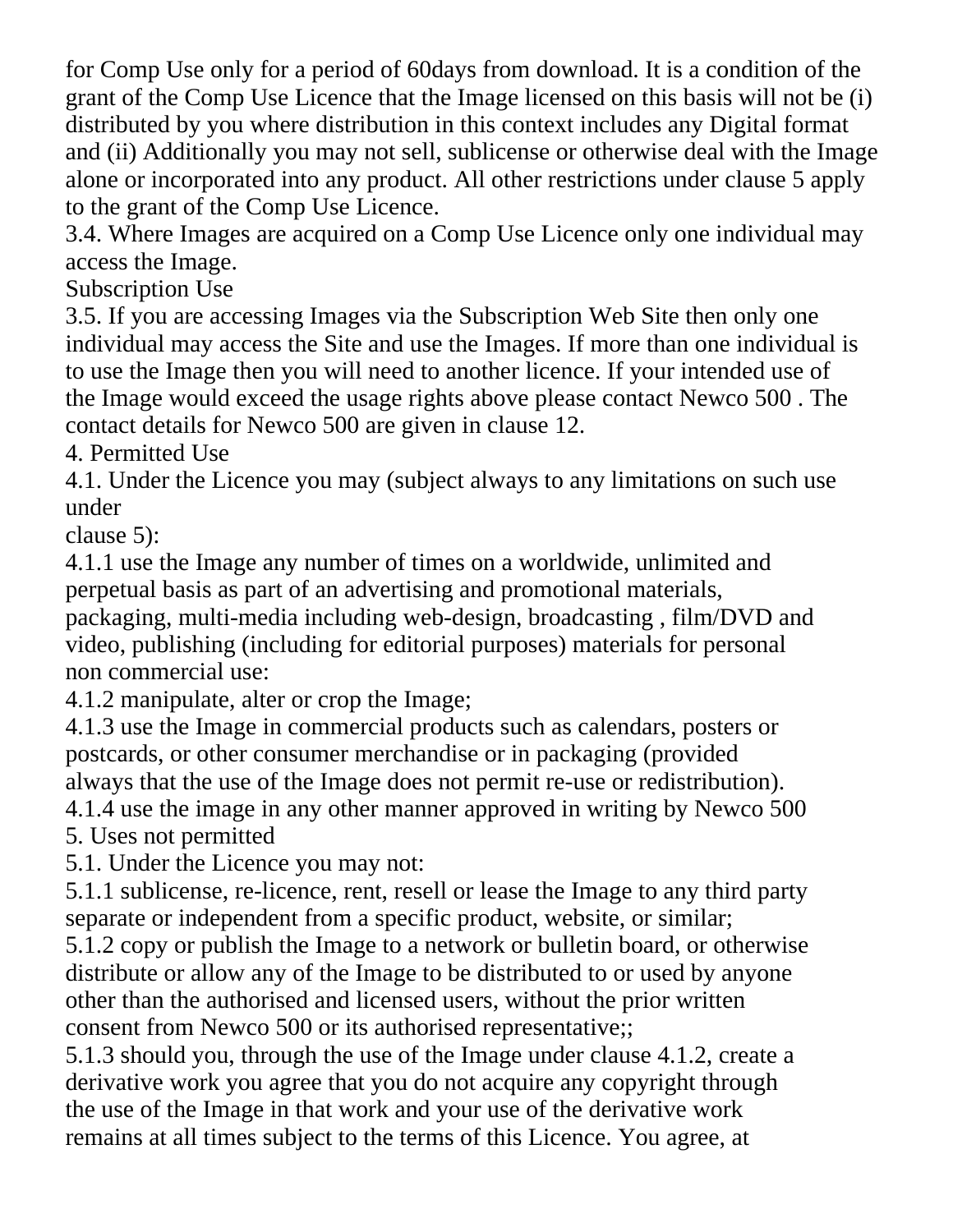for Comp Use only for a period of 60days from download. It is a condition of the grant of the Comp Use Licence that the Image licensed on this basis will not be (i) distributed by you where distribution in this context includes any Digital format and (ii) Additionally you may not sell, sublicense or otherwise deal with the Image alone or incorporated into any product. All other restrictions under clause 5 apply to the grant of the Comp Use Licence.

3.4. Where Images are acquired on a Comp Use Licence only one individual may access the Image.

Subscription Use

3.5. If you are accessing Images via the Subscription Web Site then only one individual may access the Site and use the Images. If more than one individual is to use the Image then you will need to another licence. If your intended use of the Image would exceed the usage rights above please contact Newco 500 . The contact details for Newco 500 are given in clause 12.

4. Permitted Use

4.1. Under the Licence you may (subject always to any limitations on such use under clause 5):

4.1.1 use the Image any number of times on a worldwide, unlimited and perpetual basis as part of an advertising and promotional materials, packaging, multi-media including web-design, broadcasting , film/DVD and video, publishing (including for editorial purposes) materials for personal non commercial use:

4.1.2 manipulate, alter or crop the Image;

4.1.3 use the Image in commercial products such as calendars, posters or postcards, or other consumer merchandise or in packaging (provided always that the use of the Image does not permit re-use or redistribution).

4.1.4 use the image in any other manner approved in writing by Newco 500

5. Uses not permitted

5.1. Under the Licence you may not:

5.1.1 sublicense, re-licence, rent, resell or lease the Image to any third party separate or independent from a specific product, website, or similar;

5.1.2 copy or publish the Image to a network or bulletin board, or otherwise distribute or allow any of the Image to be distributed to or used by anyone other than the authorised and licensed users, without the prior written consent from Newco 500 or its authorised representative;;

5.1.3 should you, through the use of the Image under clause 4.1.2, create a derivative work you agree that you do not acquire any copyright through the use of the Image in that work and your use of the derivative work remains at all times subject to the terms of this Licence. You agree, at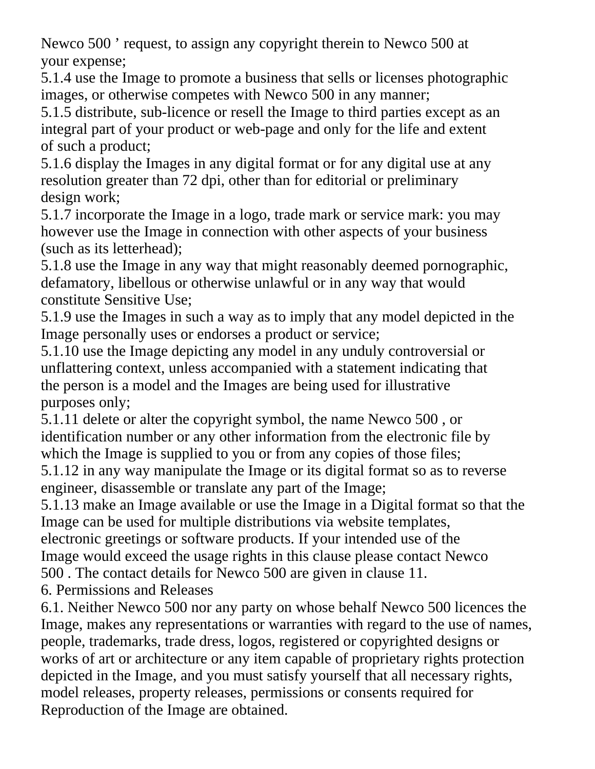Newco 500 ’ request, to assign any copyright therein to Newco 500 at your expense;

5.1.4 use the Image to promote a business that sells or licenses photographic images, or otherwise competes with Newco 500 in any manner;

5.1.5 distribute, sub-licence or resell the Image to third parties except as an integral part of your product or web-page and only for the life and extent of such a product;

5.1.6 display the Images in any digital format or for any digital use at any resolution greater than 72 dpi, other than for editorial or preliminary design work;

5.1.7 incorporate the Image in a logo, trade mark or service mark: you may however use the Image in connection with other aspects of your business (such as its letterhead);

5.1.8 use the Image in any way that might reasonably deemed pornographic, defamatory, libellous or otherwise unlawful or in any way that would constitute Sensitive Use;

5.1.9 use the Images in such a way as to imply that any model depicted in the Image personally uses or endorses a product or service;

5.1.10 use the Image depicting any model in any unduly controversial or unflattering context, unless accompanied with a statement indicating that the person is a model and the Images are being used for illustrative purposes only;

5.1.11 delete or alter the copyright symbol, the name Newco 500 , or identification number or any other information from the electronic file by which the Image is supplied to you or from any copies of those files;

5.1.12 in any way manipulate the Image or its digital format so as to reverse engineer, disassemble or translate any part of the Image;

5.1.13 make an Image available or use the Image in a Digital format so that the Image can be used for multiple distributions via website templates, electronic greetings or software products. If your intended use of the Image would exceed the usage rights in this clause please contact Newco 500 . The contact details for Newco 500 are given in clause 11.

6. Permissions and Releases

6.1. Neither Newco 500 nor any party on whose behalf Newco 500 licences the Image, makes any representations or warranties with regard to the use of names, people, trademarks, trade dress, logos, registered or copyrighted designs or works of art or architecture or any item capable of proprietary rights protection depicted in the Image, and you must satisfy yourself that all necessary rights, model releases, property releases, permissions or consents required for Reproduction of the Image are obtained.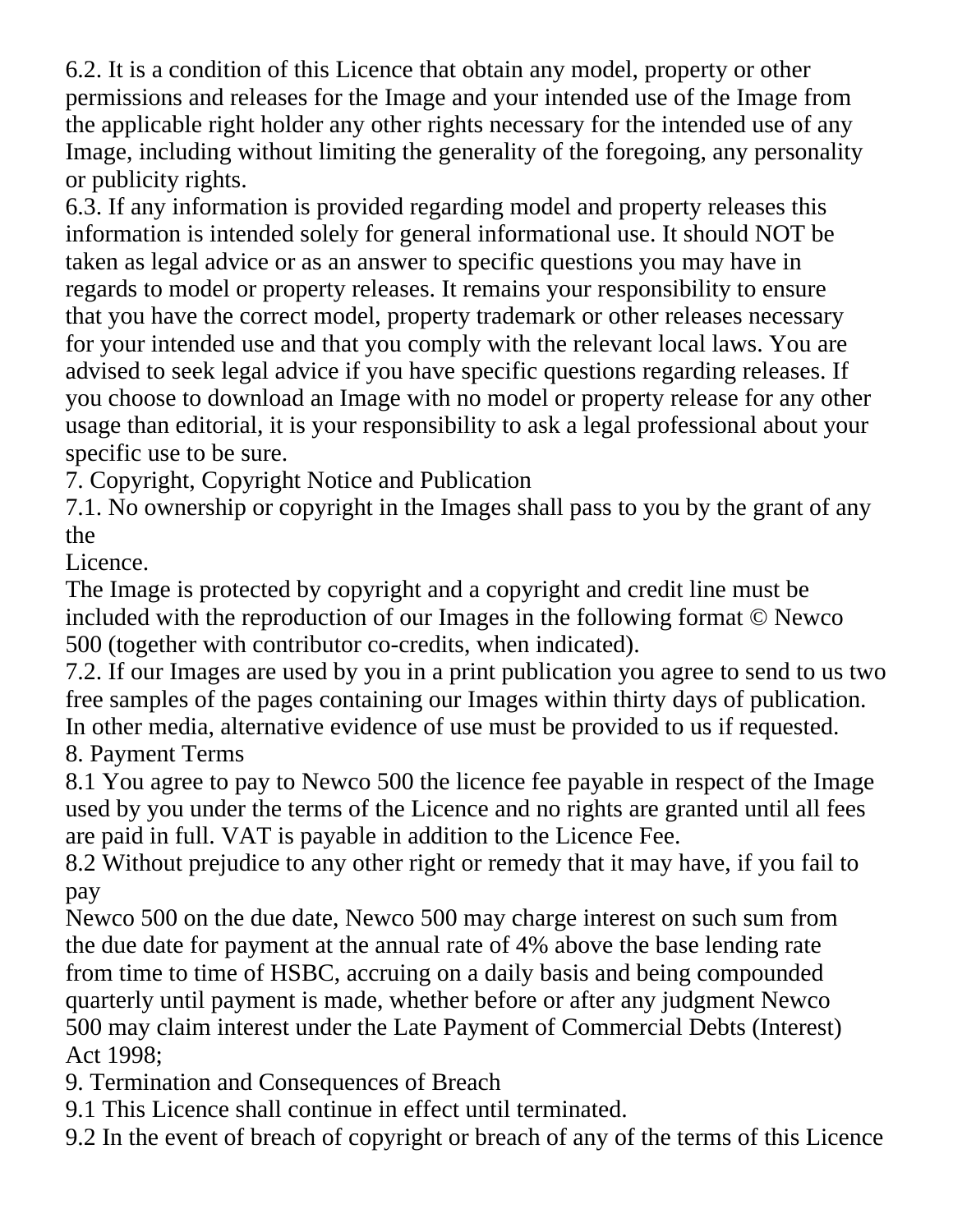6.2. It is a condition of this Licence that obtain any model, property or other permissions and releases for the Image and your intended use of the Image from the applicable right holder any other rights necessary for the intended use of any Image, including without limiting the generality of the foregoing, any personality or publicity rights.

6.3. If any information is provided regarding model and property releases this information is intended solely for general informational use. It should NOT be taken as legal advice or as an answer to specific questions you may have in regards to model or property releases. It remains your responsibility to ensure that you have the correct model, property trademark or other releases necessary for your intended use and that you comply with the relevant local laws. You are advised to seek legal advice if you have specific questions regarding releases. If you choose to download an Image with no model or property release for any other usage than editorial, it is your responsibility to ask a legal professional about your specific use to be sure.

7. Copyright, Copyright Notice and Publication

7.1. No ownership or copyright in the Images shall pass to you by the grant of any the Licence.

The Image is protected by copyright and a copyright and credit line must be included with the reproduction of our Images in the following format © Newco 500 (together with contributor co-credits, when indicated).

7.2. If our Images are used by you in a print publication you agree to send to us two free samples of the pages containing our Images within thirty days of publication. In other media, alternative evidence of use must be provided to us if requested.

8. Payment Terms

8.1 You agree to pay to Newco 500 the licence fee payable in respect of the Image used by you under the terms of the Licence and no rights are granted until all fees are paid in full. VAT is payable in addition to the Licence Fee.

8.2 Without prejudice to any other right or remedy that it may have, if you fail to pay Newco 500 on the due date, Newco 500 may charge interest on such sum from the due date for payment at the annual rate of 4% above the base lending rate from time to time of HSBC, accruing on a daily basis and being compounded quarterly until payment is made, whether before or after any judgment Newco 500 may claim interest under the Late Payment of Commercial Debts (Interest) Act 1998;

9. Termination and Consequences of Breach

9.1 This Licence shall continue in effect until terminated.

9.2 In the event of breach of copyright or breach of any of the terms of this Licence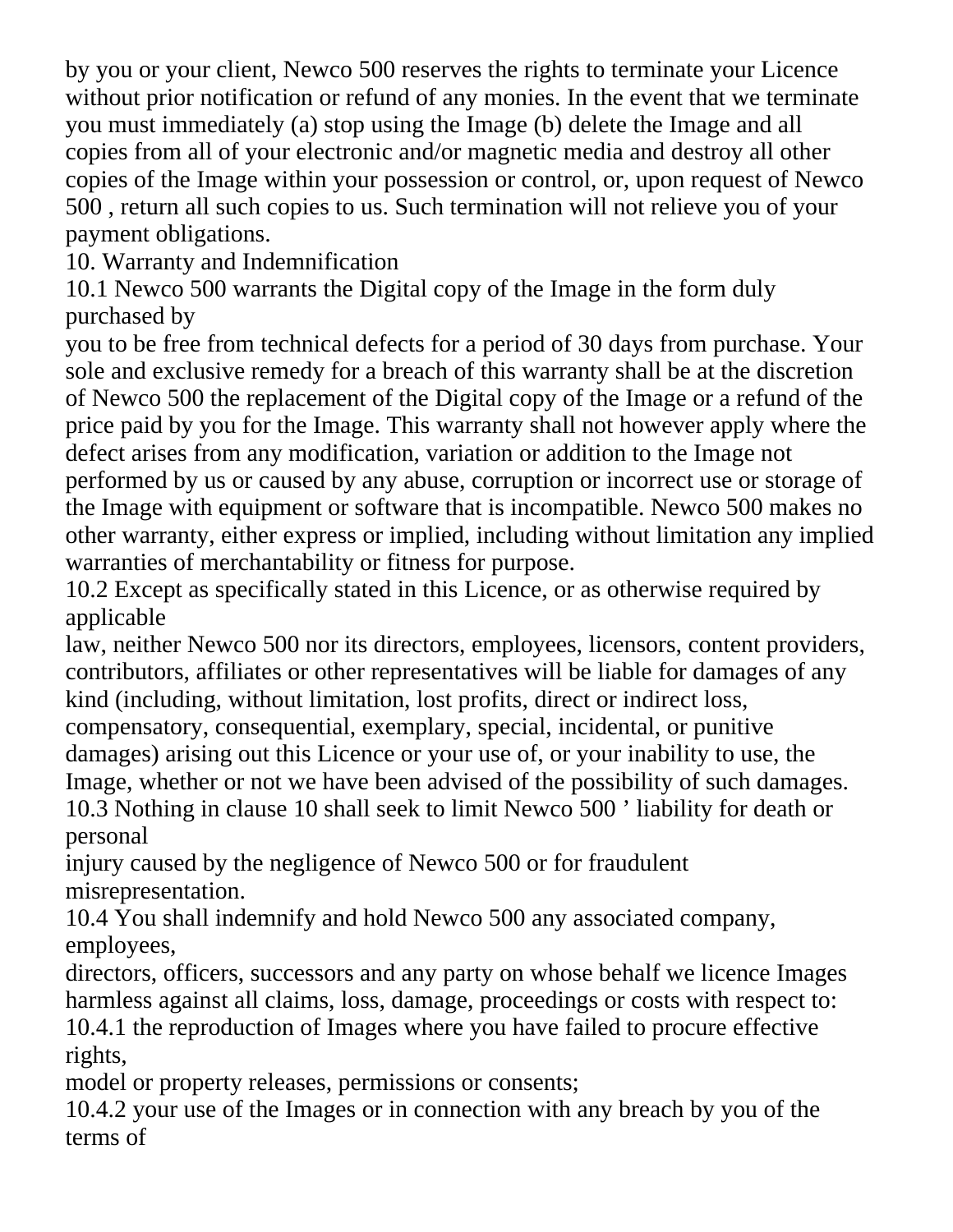by you or your client, Newco 500 reserves the rights to terminate your Licence without prior notification or refund of any monies. In the event that we terminate you must immediately (a) stop using the Image (b) delete the Image and all copies from all of your electronic and/or magnetic media and destroy all other copies of the Image within your possession or control, or, upon request of Newco 500 , return all such copies to us. Such termination will not relieve you of your payment obligations.

10. Warranty and Indemnification

10.1 Newco 500 warrants the Digital copy of the Image in the form duly purchased by you to be free from technical defects for a period of 30 days from purchase. Your sole and exclusive remedy for a breach of this warranty shall be at the discretion of Newco 500 the replacement of the Digital copy of the Image or a refund of the price paid by you for the Image. This warranty shall not however apply where the defect arises from any modification, variation or addition to the Image not performed by us or caused by any abuse, corruption or incorrect use or storage of the Image with equipment or software that is incompatible. Newco 500 makes no other warranty, either express or implied, including without limitation any implied warranties of merchantability or fitness for purpose.

10.2 Except as specifically stated in this Licence, or as otherwise required by applicable law, neither Newco 500 nor its directors, employees, licensors, content providers, contributors, affiliates or other representatives will be liable for damages of any kind (including, without limitation, lost profits, direct or indirect loss, compensatory, consequential, exemplary, special, incidental, or punitive damages) arising out this Licence or your use of, or your inability to use, the Image, whether or not we have been advised of the possibility of such damages.

10.3 Nothing in clause 10 shall seek to limit Newco 500 ' liability for death or personal injury caused by the negligence of Newco 500 or for fraudulent misrepresentation.

10.4 You shall indemnify and hold Newco 500 any associated company, employees, directors, officers, successors and any party on whose behalf we licence Images harmless against all claims, loss, damage, proceedings or costs with respect to:

10.4.1 the reproduction of Images where you have failed to procure effective rights, model or property releases, permissions or consents;

10.4.2 your use of the Images or in connection with any breach by you of the terms of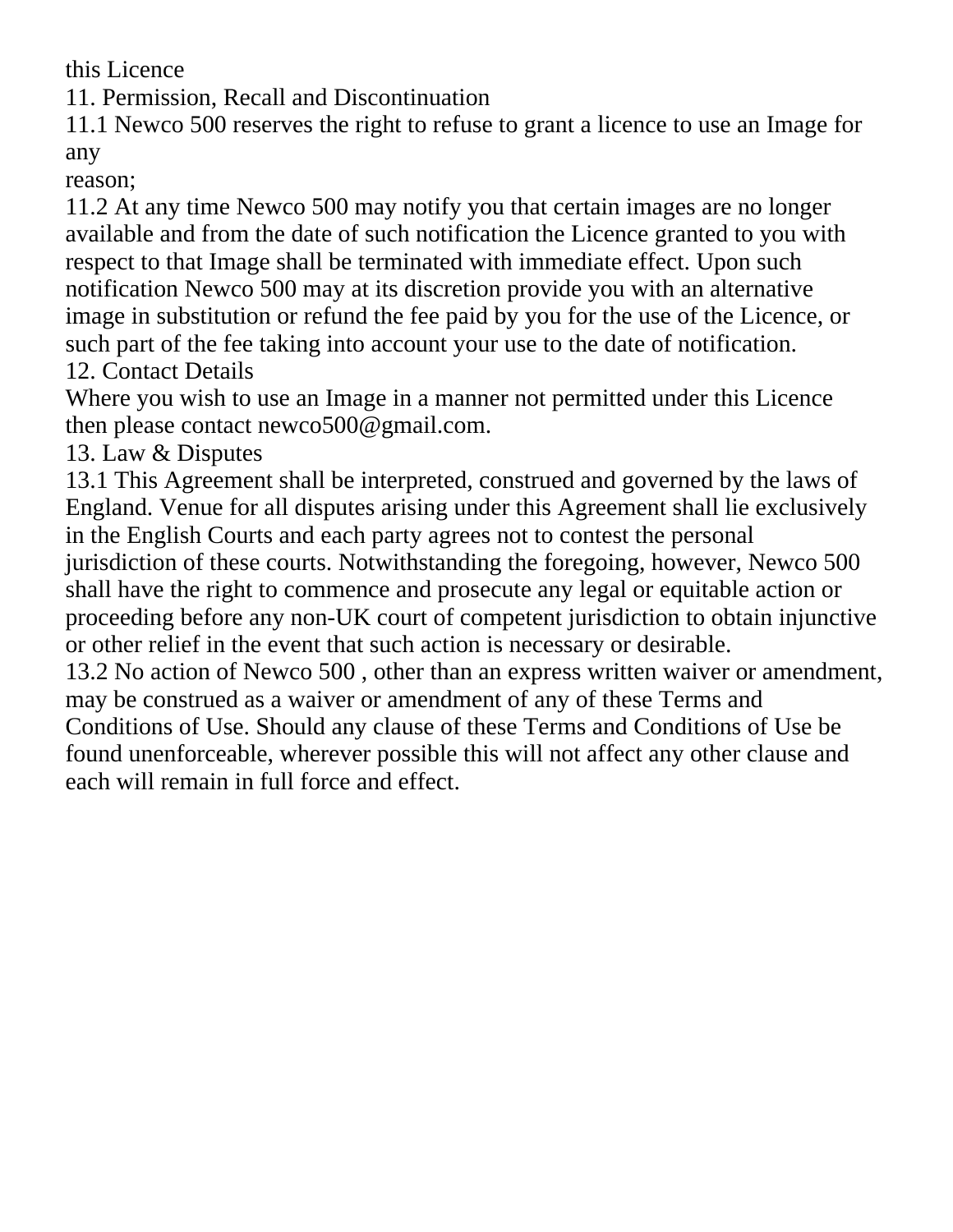this Licence

## 11. Permission, Recall and Discontinuation

11.1 Newco 500 reserves the right to refuse to grant a licence to use an Image for any reason;

11.2 At any time Newco 500 may notify you that certain images are no longer available and from the date of such notification the Licence granted to you with respect to that Image shall be terminated with immediate effect. Upon such notification Newco 500 may at its discretion provide you with an alternative image in substitution or refund the fee paid by you for the use of the Licence, or such part of the fee taking into account your use to the date of notification.

## 12. Contact Details

Where you wish to use an Image in a manner not permitted under this Licence then please contact newco500@gmail.com.

## 13. Law & Disputes

13.1 This Agreement shall be interpreted, construed and governed by the laws of England. Venue for all disputes arising under this Agreement shall lie exclusively in the English Courts and each party agrees not to contest the personal jurisdiction of these courts. Notwithstanding the foregoing, however, Newco 500 shall have the right to commence and prosecute any legal or equitable action or proceeding before any non-UK court of competent jurisdiction to obtain injunctive or other relief in the event that such action is necessary or desirable.

13.2 No action of Newco 500 , other than an express written waiver or amendment, may be construed as a waiver or amendment of any of these Terms and Conditions of Use. Should any clause of these Terms and Conditions of Use be found unenforceable, wherever possible this will not affect any other clause and each will remain in full force and effect.